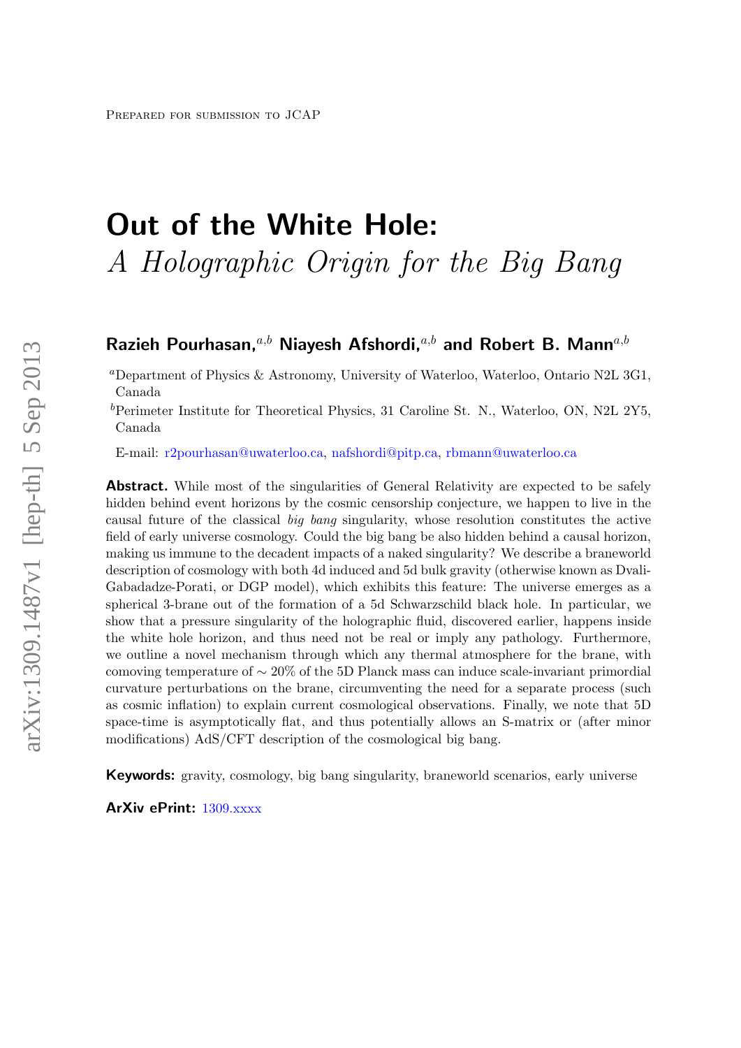Prepared for submission to JCAP

# Out of the White Hole:
## *A Holographic Origin for the Big Bang*

**Razieh Pourhasan,**[a,b] **Niayesh Afshordi,**[a,b] **and Robert B. Mann**[a,b]

[a]Department of Physics & Astronomy, University of Waterloo, Waterloo, Ontario N2L 3G1, Canada

[b]Perimeter Institute for Theoretical Physics, 31 Caroline St. N., Waterloo, ON, N2L 2Y5, Canada

E-mail: r2pourhasan@uwaterloo.ca, nafshordi@pitp.ca, rbmann@uwaterloo.ca

**Abstract.** While most of the singularities of General Relativity are expected to be safely hidden behind event horizons by the cosmic censorship conjecture, we happen to live in the causal future of the classical *big bang* singularity, whose resolution constitutes the active field of early universe cosmology. Could the big bang be also hidden behind a causal horizon, making us immune to the decadent impacts of a naked singularity? We describe a braneworld description of cosmology with both 4d induced and 5d bulk gravity (otherwise known as Dvali-Gabadadze-Porati, or DGP model), which exhibits this feature: The universe emerges as a spherical 3-brane out of the formation of a 5d Schwarzschild black hole. In particular, we show that a pressure singularity of the holographic fluid, discovered earlier, happens inside the white hole horizon, and thus need not be real or imply any pathology. Furthermore, we outline a novel mechanism through which any thermal atmosphere for the brane, with comoving temperature of $\sim 20\%$ of the 5D Planck mass can induce scale-invariant primordial curvature perturbations on the brane, circumventing the need for a separate process (such as cosmic inflation) to explain current cosmological observations. Finally, we note that 5D space-time is asymptotically flat, and thus potentially allows an S-matrix or (after minor modifications) AdS/CFT description of the cosmological big bang.

**Keywords:** gravity, cosmology, big bang singularity, braneworld scenarios, early universe

**ArXiv ePrint:** 1309.xxxx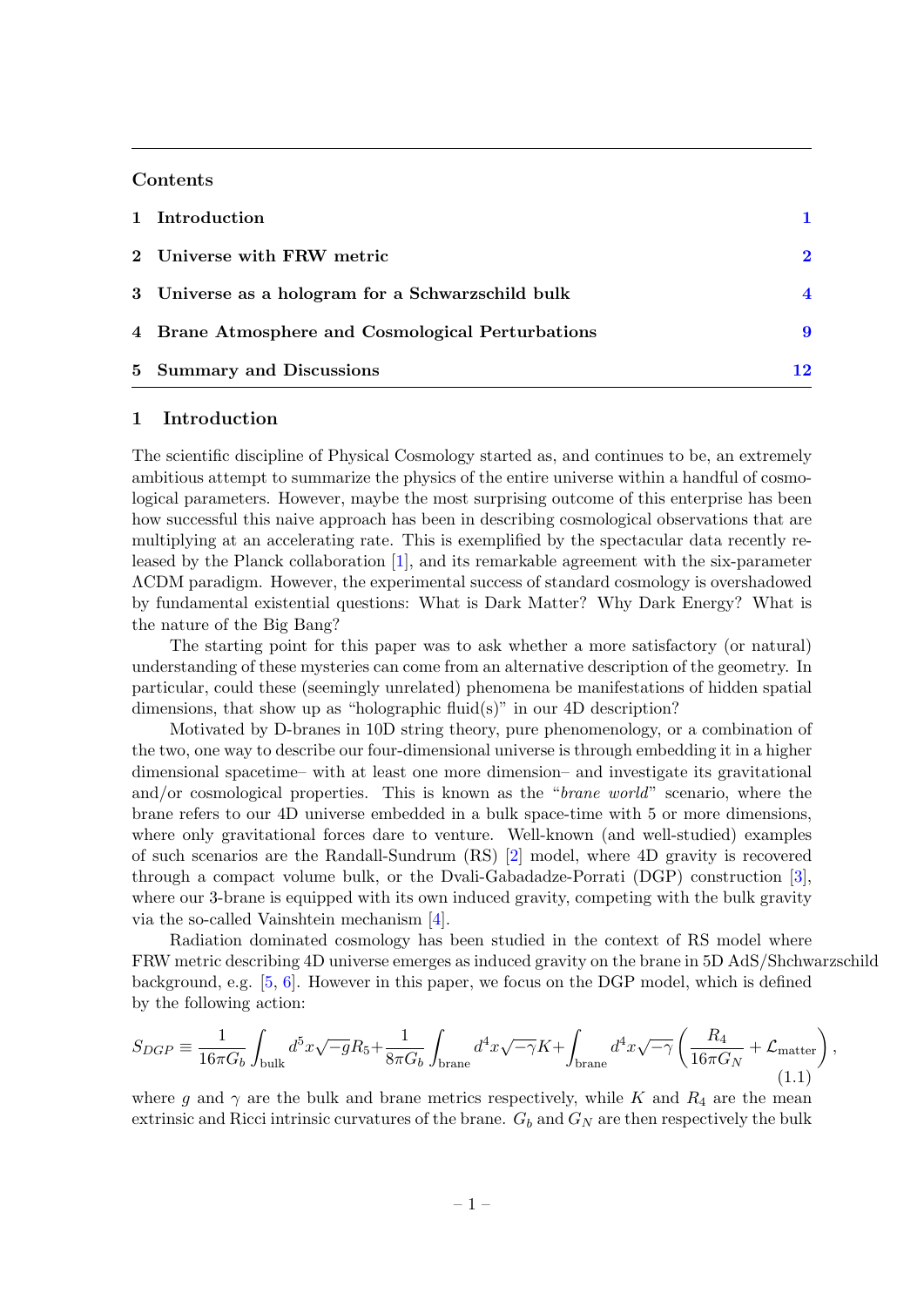## Contents

| | | |
|---|---|---|
| 1 | Introduction | 1 |
| 2 | Universe with FRW metric | 2 |
| 3 | Universe as a hologram for a Schwarzschild bulk | 4 |
| 4 | Brane Atmosphere and Cosmological Perturbations | 9 |
| 5 | Summary and Discussions | 12 |

# 1 Introduction

The scientific discipline of Physical Cosmology started as, and continues to be, an extremely ambitious attempt to summarize the physics of the entire universe within a handful of cosmological parameters. However, maybe the most surprising outcome of this enterprise has been how successful this naive approach has been in describing cosmological observations that are multiplying at an accelerating rate. This is exemplified by the spectacular data recently released by the Planck collaboration [1], and its remarkable agreement with the six-parameter ΛCDM paradigm. However, the experimental success of standard cosmology is overshadowed by fundamental existential questions: What is Dark Matter? Why Dark Energy? What is the nature of the Big Bang?

The starting point for this paper was to ask whether a more satisfactory (or natural) understanding of these mysteries can come from an alternative description of the geometry. In particular, could these (seemingly unrelated) phenomena be manifestations of hidden spatial dimensions, that show up as "holographic fluid(s)" in our 4D description?

Motivated by D-branes in 10D string theory, pure phenomenology, or a combination of the two, one way to describe our four-dimensional universe is through embedding it in a higher dimensional spacetime– with at least one more dimension– and investigate its gravitational and/or cosmological properties. This is known as the "*brane world*" scenario, where the brane refers to our 4D universe embedded in a bulk space-time with 5 or more dimensions, where only gravitational forces dare to venture. Well-known (and well-studied) examples of such scenarios are the Randall-Sundrum (RS) [2] model, where 4D gravity is recovered through a compact volume bulk, or the Dvali-Gabadadze-Porrati (DGP) construction [3], where our 3-brane is equipped with its own induced gravity, competing with the bulk gravity via the so-called Vainshtein mechanism [4].

Radiation dominated cosmology has been studied in the context of RS model where FRW metric describing 4D universe emerges as induced gravity on the brane in 5D AdS/Shchwarzschild background, e.g. [5, 6]. However in this paper, we focus on the DGP model, which is defined by the following action:

$$S_{DGP} \equiv \frac{1}{16\pi G_b}\int_{\text{bulk}} d^5x\sqrt{-g}R_5 + \frac{1}{8\pi G_b}\int_{\text{brane}} d^4x\sqrt{-\gamma}K + \int_{\text{brane}} d^4x\sqrt{-\gamma}\left(\frac{R_4}{16\pi G_N} + \mathcal{L}_{\text{matter}}\right), \tag{1.1}$$

where $g$ and $\gamma$ are the bulk and brane metrics respectively, while $K$ and $R_4$ are the mean extrinsic and Ricci intrinsic curvatures of the brane. $G_b$ and $G_N$ are then respectively the bulk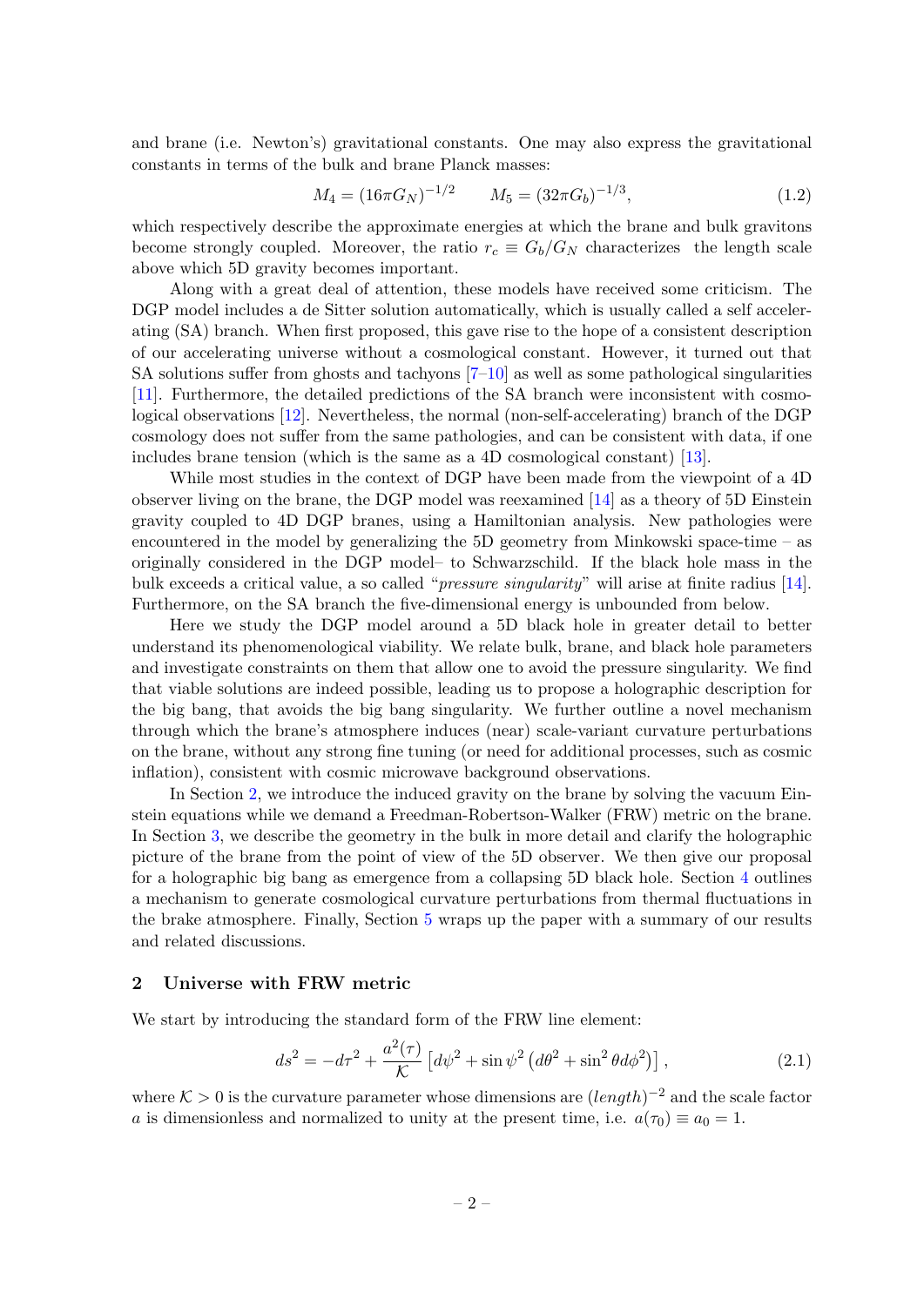and brane (i.e. Newton's) gravitational constants. One may also express the gravitational constants in terms of the bulk and brane Planck masses:

$$M_4 = (16\pi G_N)^{-1/2} \qquad M_5 = (32\pi G_b)^{-1/3}, \tag{1.2}$$

which respectively describe the approximate energies at which the brane and bulk gravitons become strongly coupled. Moreover, the ratio $r_c \equiv G_b/G_N$ characterizes the length scale above which 5D gravity becomes important.

Along with a great deal of attention, these models have received some criticism. The DGP model includes a de Sitter solution automatically, which is usually called a self accelerating (SA) branch. When first proposed, this gave rise to the hope of a consistent description of our accelerating universe without a cosmological constant. However, it turned out that SA solutions suffer from ghosts and tachyons [7–10] as well as some pathological singularities [11]. Furthermore, the detailed predictions of the SA branch were inconsistent with cosmological observations [12]. Nevertheless, the normal (non-self-accelerating) branch of the DGP cosmology does not suffer from the same pathologies, and can be consistent with data, if one includes brane tension (which is the same as a 4D cosmological constant) [13].

While most studies in the context of DGP have been made from the viewpoint of a 4D observer living on the brane, the DGP model was reexamined [14] as a theory of 5D Einstein gravity coupled to 4D DGP branes, using a Hamiltonian analysis. New pathologies were encountered in the model by generalizing the 5D geometry from Minkowski space-time – as originally considered in the DGP model– to Schwarzschild. If the black hole mass in the bulk exceeds a critical value, a so called "*pressure singularity*" will arise at finite radius [14]. Furthermore, on the SA branch the five-dimensional energy is unbounded from below.

Here we study the DGP model around a 5D black hole in greater detail to better understand its phenomenological viability. We relate bulk, brane, and black hole parameters and investigate constraints on them that allow one to avoid the pressure singularity. We find that viable solutions are indeed possible, leading us to propose a holographic description for the big bang, that avoids the big bang singularity. We further outline a novel mechanism through which the brane's atmosphere induces (near) scale-variant curvature perturbations on the brane, without any strong fine tuning (or need for additional processes, such as cosmic inflation), consistent with cosmic microwave background observations.

In Section 2, we introduce the induced gravity on the brane by solving the vacuum Einstein equations while we demand a Freedman-Robertson-Walker (FRW) metric on the brane. In Section 3, we describe the geometry in the bulk in more detail and clarify the holographic picture of the brane from the point of view of the 5D observer. We then give our proposal for a holographic big bang as emergence from a collapsing 5D black hole. Section 4 outlines a mechanism to generate cosmological curvature perturbations from thermal fluctuations in the brake atmosphere. Finally, Section 5 wraps up the paper with a summary of our results and related discussions.

## 2 Universe with FRW metric

We start by introducing the standard form of the FRW line element:

$$ds^2 = -d\tau^2 + \frac{a^2(\tau)}{\mathcal{K}}\left[d\psi^2 + \sin\psi^2\left(d\theta^2 + \sin^2\theta d\phi^2\right)\right], \tag{2.1}$$

where $\mathcal{K} > 0$ is the curvature parameter whose dimensions are $(length)^{-2}$ and the scale factor $a$ is dimensionless and normalized to unity at the present time, i.e. $a(\tau_0) \equiv a_0 = 1$.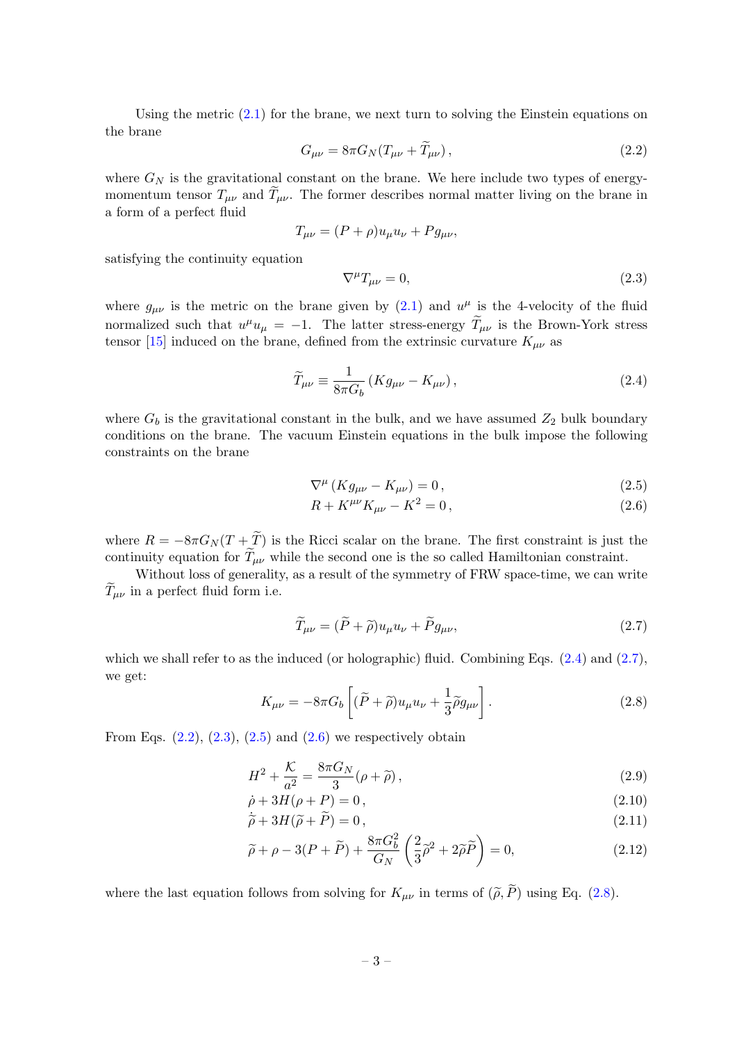Using the metric (2.1) for the brane, we next turn to solving the Einstein equations on the brane

$$
G_{\mu\nu} = 8\pi G_N (T_{\mu\nu} + \widetilde{T}_{\mu\nu}) , \tag{2.2}
$$

where $G_N$ is the gravitational constant on the brane. We here include two types of energy-momentum tensor $T_{\mu\nu}$ and $\widetilde{T}_{\mu\nu}$. The former describes normal matter living on the brane in a form of a perfect fluid

$$
T_{\mu\nu} = (P + \rho) u_\mu u_\nu + P g_{\mu\nu},
$$

satisfying the continuity equation

$$
\nabla^\mu T_{\mu\nu} = 0, \tag{2.3}
$$

where $g_{\mu\nu}$ is the metric on the brane given by (2.1) and $u^\mu$ is the 4-velocity of the fluid normalized such that $u^\mu u_\mu = -1$. The latter stress-energy $\widetilde{T}_{\mu\nu}$ is the Brown-York stress tensor [15] induced on the brane, defined from the extrinsic curvature $K_{\mu\nu}$ as

$$
\widetilde{T}_{\mu\nu} \equiv \frac{1}{8\pi G_b} \left( K g_{\mu\nu} - K_{\mu\nu} \right) , \tag{2.4}
$$

where $G_b$ is the gravitational constant in the bulk, and we have assumed $Z_2$ bulk boundary conditions on the brane. The vacuum Einstein equations in the bulk impose the following constraints on the brane

$$
\nabla^\mu \left( K g_{\mu\nu} - K_{\mu\nu} \right) = 0 , \tag{2.5}
$$

$$
R + K^{\mu\nu} K_{\mu\nu} - K^2 = 0 , \tag{2.6}
$$

where $R = -8\pi G_N (T + \widetilde{T})$ is the Ricci scalar on the brane. The first constraint is just the continuity equation for $\widetilde{T}_{\mu\nu}$ while the second one is the so called Hamiltonian constraint.

Without loss of generality, as a result of the symmetry of FRW space-time, we can write $\widetilde{T}_{\mu\nu}$ in a perfect fluid form i.e.

$$
\widetilde{T}_{\mu\nu} = (\widetilde{P} + \widetilde{\rho}) u_\mu u_\nu + \widetilde{P} g_{\mu\nu}, \tag{2.7}
$$

which we shall refer to as the induced (or holographic) fluid. Combining Eqs. (2.4) and (2.7), we get:

$$
K_{\mu\nu} = -8\pi G_b \left[ (\widetilde{P} + \widetilde{\rho}) u_\mu u_\nu + \frac{1}{3} \widetilde{\rho} g_{\mu\nu} \right] . \tag{2.8}
$$

From Eqs. (2.2), (2.3), (2.5) and (2.6) we respectively obtain

$$
H^2 + \frac{\mathcal{K}}{a^2} = \frac{8\pi G_N}{3} (\rho + \widetilde{\rho}) , \tag{2.9}
$$

$$
\dot{\rho} + 3H(\rho + P) = 0 , \tag{2.10}
$$

$$
\dot{\widetilde{\rho}} + 3H(\widetilde{\rho} + \widetilde{P}) = 0 , \tag{2.11}
$$

$$
\widetilde{\rho} + \rho - 3(P + \widetilde{P}) + \frac{8\pi G_b^2}{G_N} \left( \frac{2}{3} \widetilde{\rho}^2 + 2 \widetilde{\rho} \widetilde{P} \right) = 0, \tag{2.12}
$$

where the last equation follows from solving for $K_{\mu\nu}$ in terms of $(\widetilde{\rho}, \widetilde{P})$ using Eq. (2.8).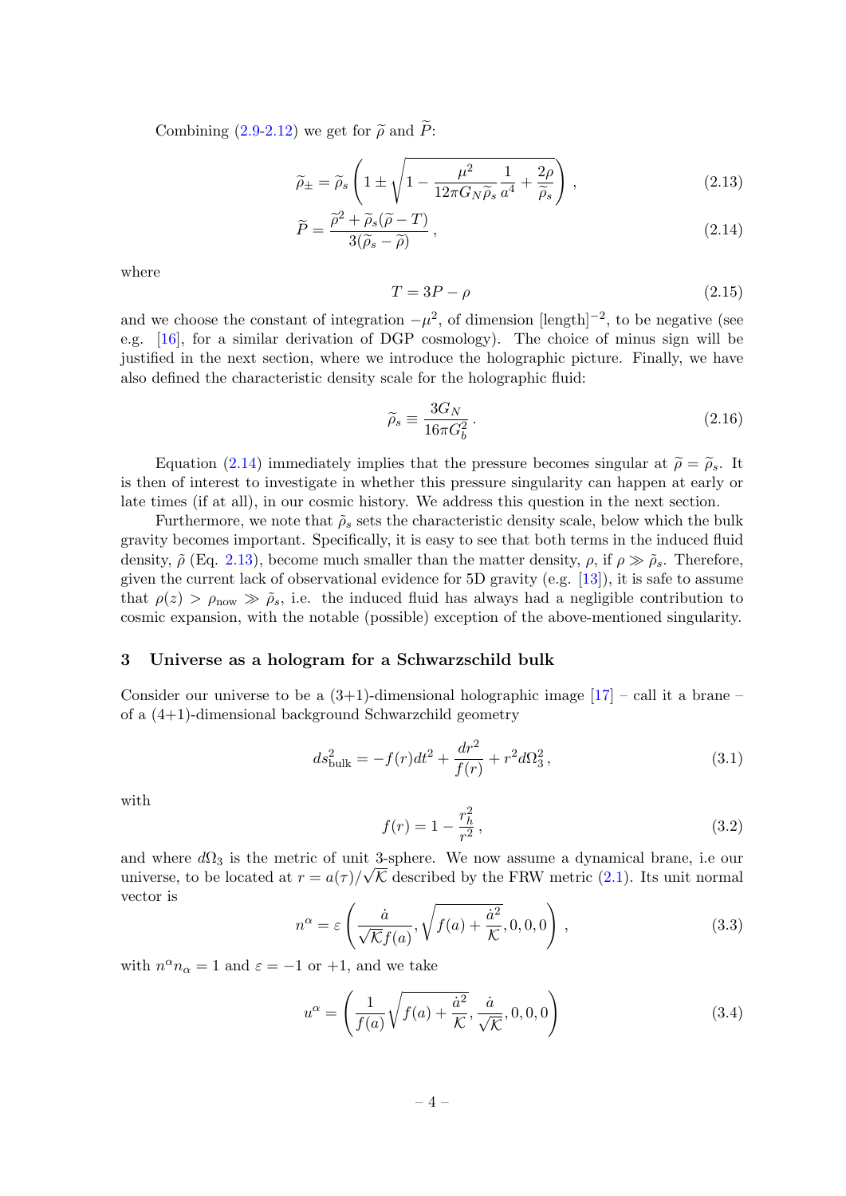Combining (2.9-2.12) we get for $\widetilde{\rho}$ and $\widetilde{P}$:

$$
\widetilde{\rho}_{\pm} = \widetilde{\rho}_s \left( 1 \pm \sqrt{1 - \frac{\mu^2}{12\pi G_N \widetilde{\rho}_s} \frac{1}{a^4} + \frac{2\rho}{\widetilde{\rho}_s}} \right) , \tag{2.13}
$$

$$
\widetilde{P} = \frac{\widetilde{\rho}^2 + \widetilde{\rho}_s(\widetilde{\rho} - T)}{3(\widetilde{\rho}_s - \widetilde{\rho})} , \tag{2.14}
$$

where

$$
T = 3P - \rho \tag{2.15}
$$

and we choose the constant of integration $-\mu^2$, of dimension [length]$^{-2}$, to be negative (see e.g. [16], for a similar derivation of DGP cosmology). The choice of minus sign will be justified in the next section, where we introduce the holographic picture. Finally, we have also defined the characteristic density scale for the holographic fluid:

$$
\widetilde{\rho}_s \equiv \frac{3G_N}{16\pi G_b^2} . \tag{2.16}
$$

Equation (2.14) immediately implies that the pressure becomes singular at $\widetilde{\rho} = \widetilde{\rho}_s$. It is then of interest to investigate in whether this pressure singularity can happen at early or late times (if at all), in our cosmic history. We address this question in the next section.

Furthermore, we note that $\tilde{\rho}_s$ sets the characteristic density scale, below which the bulk gravity becomes important. Specifically, it is easy to see that both terms in the induced fluid density, $\tilde{\rho}$ (Eq. 2.13), become much smaller than the matter density, $\rho$, if $\rho \gg \tilde{\rho}_s$. Therefore, given the current lack of observational evidence for 5D gravity (e.g. [13]), it is safe to assume that $\rho(z) > \rho_{\rm now} \gg \tilde{\rho}_s$, i.e. the induced fluid has always had a negligible contribution to cosmic expansion, with the notable (possible) exception of the above-mentioned singularity.

## 3 Universe as a hologram for a Schwarzschild bulk

Consider our universe to be a (3+1)-dimensional holographic image [17] – call it a brane – of a (4+1)-dimensional background Schwarzschild geometry

$$
ds^2_{\rm bulk} = -f(r)dt^2 + \frac{dr^2}{f(r)} + r^2 d\Omega_3^2 , \tag{3.1}
$$

with

$$
f(r) = 1 - \frac{r_h^2}{r^2} , \tag{3.2}
$$

and where $d\Omega_3$ is the metric of unit 3-sphere. We now assume a dynamical brane, i.e our universe, to be located at $r = a(\tau)/\sqrt{\mathcal{K}}$ described by the FRW metric (2.1). Its unit normal vector is

$$
n^\alpha = \varepsilon \left( \frac{\dot{a}}{\sqrt{\mathcal{K}} f(a)}, \sqrt{f(a) + \frac{\dot{a}^2}{\mathcal{K}}}, 0, 0, 0 \right) , \tag{3.3}
$$

with $n^\alpha n_\alpha = 1$ and $\varepsilon = -1$ or $+1$, and we take

$$
u^\alpha = \left( \frac{1}{f(a)} \sqrt{f(a) + \frac{\dot{a}^2}{\mathcal{K}}}, \frac{\dot{a}}{\sqrt{\mathcal{K}}}, 0, 0, 0 \right) \tag{3.4}
$$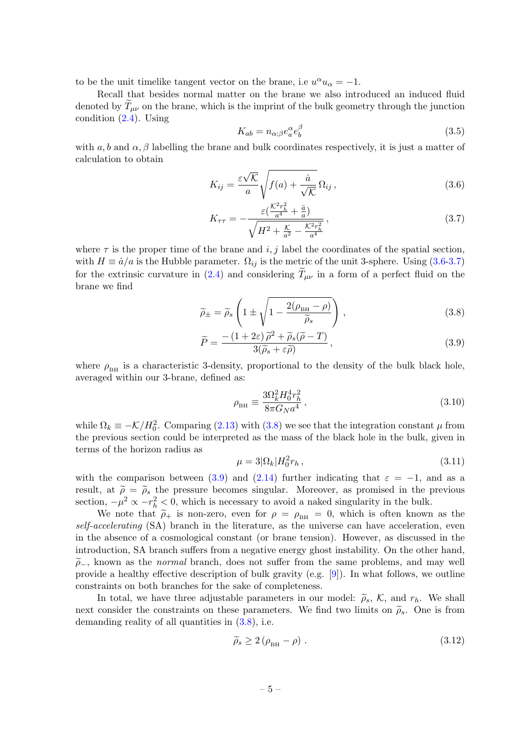to be the unit timelike tangent vector on the brane, i.e $u^\alpha u_\alpha = -1$.

Recall that besides normal matter on the brane we also introduced an induced fluid denoted by $\widetilde{T}_{\mu\nu}$ on the brane, which is the imprint of the bulk geometry through the junction condition (2.4). Using

$$K_{ab} = n_{\alpha;\beta} e^\alpha_a e^\beta_b \tag{3.5}$$

with $a, b$ and $\alpha, \beta$ labelling the brane and bulk coordinates respectively, it is just a matter of calculation to obtain

$$K_{ij} = \frac{\varepsilon\sqrt{\mathcal{K}}}{a}\sqrt{f(a) + \frac{\dot{a}}{\sqrt{\mathcal{K}}}}\,\Omega_{ij}\,, \tag{3.6}$$

$$K_{\tau\tau} = -\frac{\varepsilon\left(\frac{\mathcal{K}^2 r_h^2}{a^4} + \frac{\ddot{a}}{a}\right)}{\sqrt{H^2 + \frac{\mathcal{K}}{a^2} - \frac{\mathcal{K}^2 r_h^2}{a^4}}}\,, \tag{3.7}$$

where $\tau$ is the proper time of the brane and $i, j$ label the coordinates of the spatial section, with $H \equiv \dot{a}/a$ is the Hubble parameter. $\Omega_{ij}$ is the metric of the unit 3-sphere. Using (3.6-3.7) for the extrinsic curvature in (2.4) and considering $\widetilde{T}_{\mu\nu}$ in a form of a perfect fluid on the brane we find

$$\widetilde{\rho}_\pm = \widetilde{\rho}_s\left(1 \pm \sqrt{1 - \frac{2(\rho_{\rm BH} - \rho)}{\widetilde{\rho}_s}}\right)\,, \tag{3.8}$$

$$\widetilde{P} = \frac{-\left(1 + 2\varepsilon\right)\widetilde{\rho}^2 + \widetilde{\rho}_s(\widetilde{\rho} - T)}{3(\widetilde{\rho}_s + \varepsilon\widetilde{\rho})}\,, \tag{3.9}$$

where $\rho_{\rm BH}$ is a characteristic 3-density, proportional to the density of the bulk black hole, averaged within our 3-brane, defined as:

$$\rho_{\rm BH} \equiv \frac{3\Omega_k^2 H_0^4 r_h^2}{8\pi G_N a^4}\,, \tag{3.10}$$

while $\Omega_k \equiv -\mathcal{K}/H_0^2$. Comparing (2.13) with (3.8) we see that the integration constant $\mu$ from the previous section could be interpreted as the mass of the black hole in the bulk, given in terms of the horizon radius as

$$\mu = 3|\Omega_k| H_0^2 r_h\,, \tag{3.11}$$

with the comparison between (3.9) and (2.14) further indicating that $\varepsilon = -1$, and as a result, at $\widetilde{\rho} = \widetilde{\rho}_s$ the pressure becomes singular. Moreover, as promised in the previous section, $-\mu^2 \propto -r_h^2 < 0$, which is necessary to avoid a naked singularity in the bulk.

We note that $\widetilde{\rho}_+$ is non-zero, even for $\rho = \rho_{\rm BH} = 0$, which is often known as the *self-accelerating* (SA) branch in the literature, as the universe can have acceleration, even in the absence of a cosmological constant (or brane tension). However, as discussed in the introduction, SA branch suffers from a negative energy ghost instability. On the other hand, $\widetilde{\rho}_-$, known as the *normal* branch, does not suffer from the same problems, and may well provide a healthy effective description of bulk gravity (e.g. [9]). In what follows, we outline constraints on both branches for the sake of completeness.

In total, we have three adjustable parameters in our model: $\widetilde{\rho}_s$, $\mathcal{K}$, and $r_h$. We shall next consider the constraints on these parameters. We find two limits on $\widetilde{\rho}_s$. One is from demanding reality of all quantities in (3.8), i.e.

$$\widetilde{\rho}_s \geq 2\left(\rho_{\rm BH} - \rho\right)\,. \tag{3.12}$$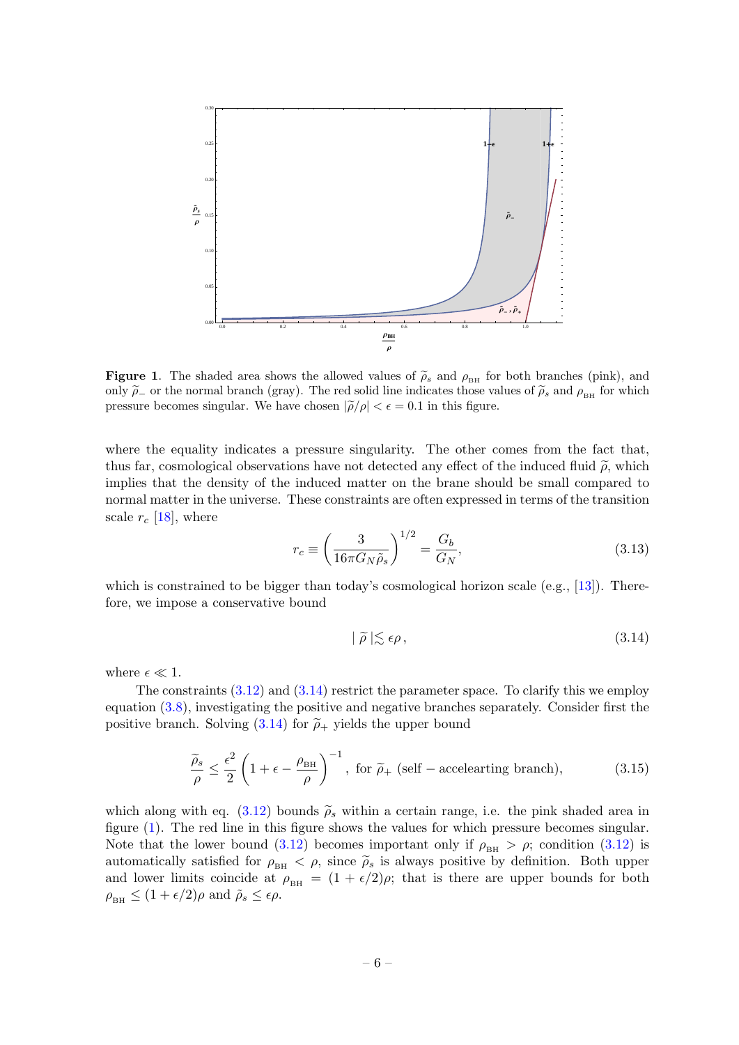**Figure 1**. The shaded area shows the allowed values of $\widetilde{\rho}_s$ and $\rho_{\rm BH}$ for both branches (pink), and only $\widetilde{\rho}_-$ or the normal branch (gray). The red solid line indicates those values of $\widetilde{\rho}_s$ and $\rho_{\rm BH}$ for which pressure becomes singular. We have chosen $|\widetilde{\rho}/\rho| < \epsilon = 0.1$ in this figure.

where the equality indicates a pressure singularity. The other comes from the fact that, thus far, cosmological observations have not detected any effect of the induced fluid $\widetilde{\rho}$, which implies that the density of the induced matter on the brane should be small compared to normal matter in the universe. These constraints are often expressed in terms of the transition scale $r_c$ [18], where

$$r_c \equiv \left(\frac{3}{16\pi G_N \widetilde{\rho}_s}\right)^{1/2} = \frac{G_b}{G_N}, \tag{3.13}$$

which is constrained to be bigger than today's cosmological horizon scale (e.g., [13]). Therefore, we impose a conservative bound

$$|\,\widetilde{\rho}\,| \lesssim \epsilon\rho\,, \tag{3.14}$$

where $\epsilon \ll 1$.

The constraints (3.12) and (3.14) restrict the parameter space. To clarify this we employ equation (3.8), investigating the positive and negative branches separately. Consider first the positive branch. Solving (3.14) for $\widetilde{\rho}_+$ yields the upper bound

$$\frac{\widetilde{\rho}_s}{\rho} \leq \frac{\epsilon^2}{2}\left(1 + \epsilon - \frac{\rho_{\rm BH}}{\rho}\right)^{-1}, \text{ for } \widetilde{\rho}_+ \text{ (self}-\text{accelearting branch)}, \tag{3.15}$$

which along with eq. (3.12) bounds $\widetilde{\rho}_s$ within a certain range, i.e. the pink shaded area in figure (1). The red line in this figure shows the values for which pressure becomes singular. Note that the lower bound (3.12) becomes important only if $\rho_{\rm BH} > \rho$; condition (3.12) is automatically satisfied for $\rho_{\rm BH} < \rho$, since $\widetilde{\rho}_s$ is always positive by definition. Both upper and lower limits coincide at $\rho_{\rm BH} = (1 + \epsilon/2)\rho$; that is there are upper bounds for both $\rho_{\rm BH} \leq (1 + \epsilon/2)\rho$ and $\widetilde{\rho}_s \leq \epsilon\rho$.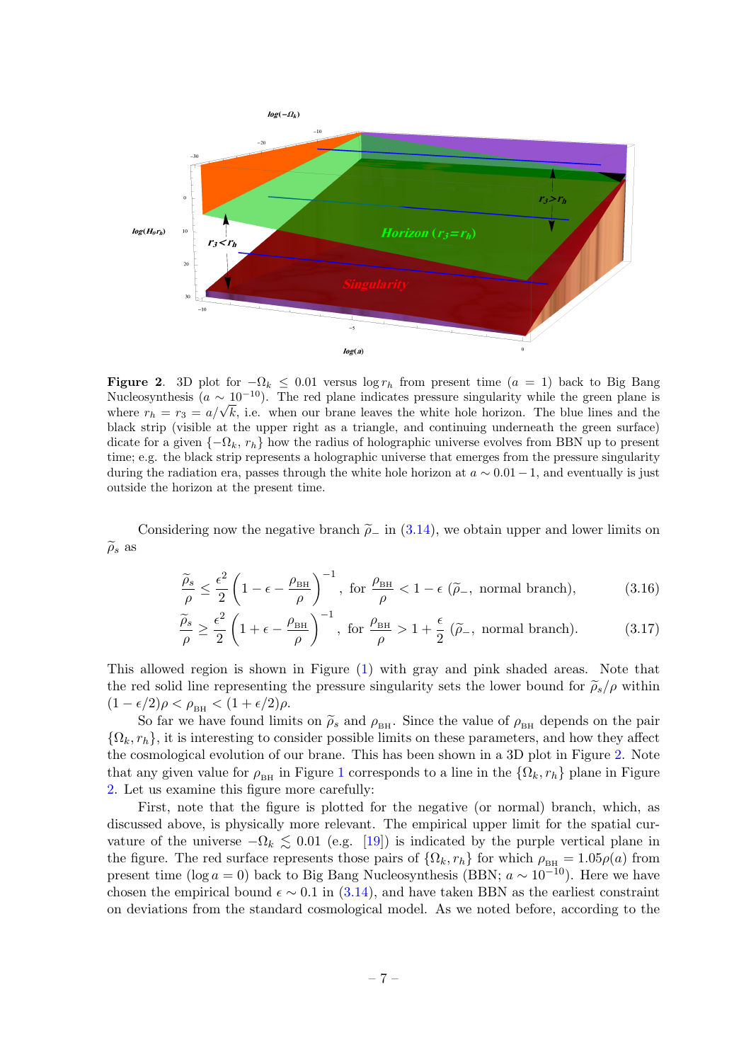**Figure 2**. 3D plot for $-\Omega_k \leq 0.01$ versus $\log r_h$ from present time ($a = 1$) back to Big Bang Nucleosynthesis ($a \sim 10^{-10}$). The red plane indicates pressure singularity while the green plane is where $r_h = r_3 = a/\sqrt{k}$, i.e. when our brane leaves the white hole horizon. The blue lines and the black strip (visible at the upper right as a triangle, and continuing underneath the green surface) dicate for a given $\{-\Omega_k, r_h\}$ how the radius of holographic universe evolves from BBN up to present time; e.g. the black strip represents a holographic universe that emerges from the pressure singularity during the radiation era, passes through the white hole horizon at $a \sim 0.01 - 1$, and eventually is just outside the horizon at the present time.

Considering now the negative branch $\widetilde{\rho}_-$ in (3.14), we obtain upper and lower limits on $\widetilde{\rho}_s$ as

$$\frac{\widetilde{\rho}_s}{\rho} \leq \frac{\epsilon^2}{2}\left(1 - \epsilon - \frac{\rho_{\rm BH}}{\rho}\right)^{-1}, \text{ for } \frac{\rho_{\rm BH}}{\rho} < 1 - \epsilon \;(\widetilde{\rho}_-, \text{ normal branch}), \tag{3.16}$$

$$\frac{\widetilde{\rho}_s}{\rho} \geq \frac{\epsilon^2}{2}\left(1 + \epsilon - \frac{\rho_{\rm BH}}{\rho}\right)^{-1}, \text{ for } \frac{\rho_{\rm BH}}{\rho} > 1 + \frac{\epsilon}{2} \;(\widetilde{\rho}_-, \text{ normal branch}). \tag{3.17}$$

This allowed region is shown in Figure (1) with gray and pink shaded areas. Note that the red solid line representing the pressure singularity sets the lower bound for $\widetilde{\rho}_s/\rho$ within $(1 - \epsilon/2)\rho < \rho_{\rm BH} < (1 + \epsilon/2)\rho$.

So far we have found limits on $\widetilde{\rho}_s$ and $\rho_{\rm BH}$. Since the value of $\rho_{\rm BH}$ depends on the pair $\{\Omega_k, r_h\}$, it is interesting to consider possible limits on these parameters, and how they affect the cosmological evolution of our brane. This has been shown in a 3D plot in Figure 2. Note that any given value for $\rho_{\rm BH}$ in Figure 1 corresponds to a line in the $\{\Omega_k, r_h\}$ plane in Figure 2. Let us examine this figure more carefully:

First, note that the figure is plotted for the negative (or normal) branch, which, as discussed above, is physically more relevant. The empirical upper limit for the spatial curvature of the universe $-\Omega_k \lesssim 0.01$ (e.g. [19]) is indicated by the purple vertical plane in the figure. The red surface represents those pairs of $\{\Omega_k, r_h\}$ for which $\rho_{\rm BH} = 1.05\rho(a)$ from present time ($\log a = 0$) back to Big Bang Nucleosynthesis (BBN; $a \sim 10^{-10}$). Here we have chosen the empirical bound $\epsilon \sim 0.1$ in (3.14), and have taken BBN as the earliest constraint on deviations from the standard cosmological model. As we noted before, according to the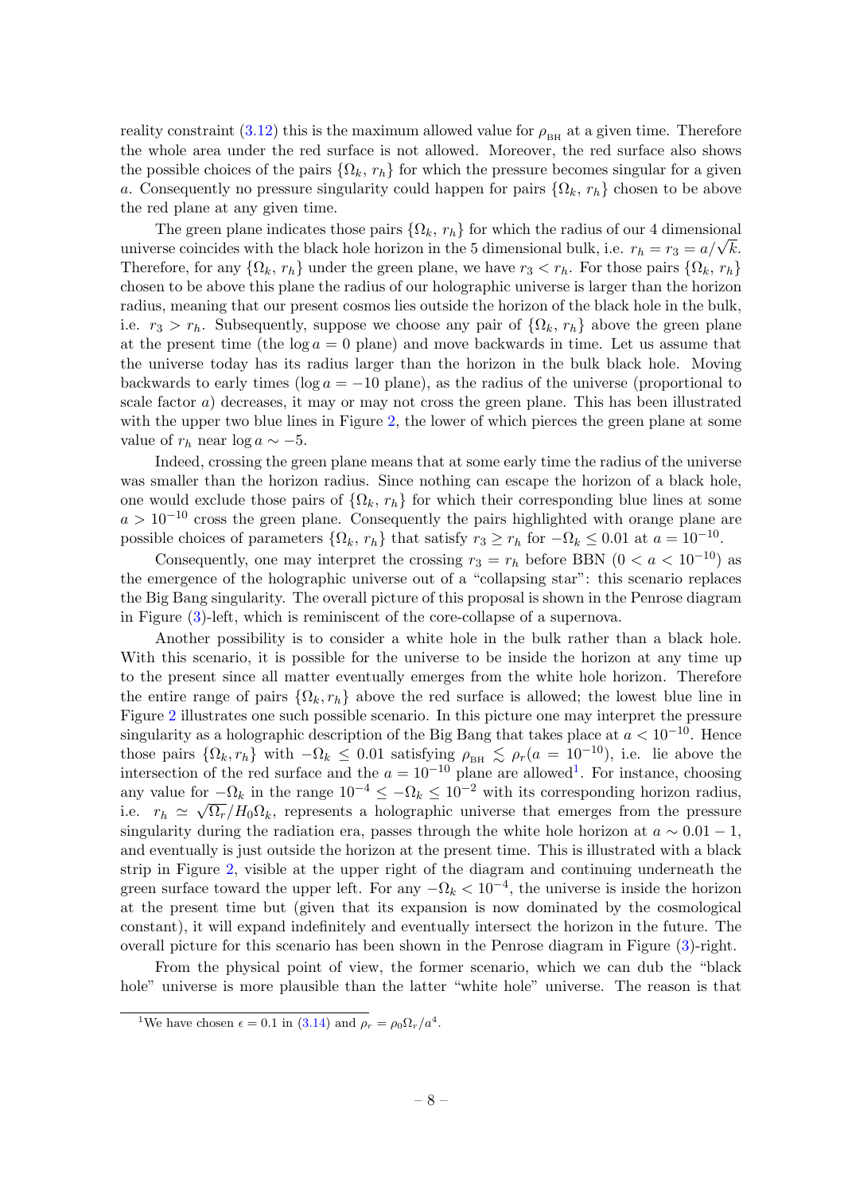reality constraint (3.12) this is the maximum allowed value for $\rho_{\rm BH}$ at a given time. Therefore the whole area under the red surface is not allowed. Moreover, the red surface also shows the possible choices of the pairs $\{\Omega_k,\, r_h\}$ for which the pressure becomes singular for a given $a$. Consequently no pressure singularity could happen for pairs $\{\Omega_k,\, r_h\}$ chosen to be above the red plane at any given time.

The green plane indicates those pairs $\{\Omega_k,\, r_h\}$ for which the radius of our 4 dimensional universe coincides with the black hole horizon in the 5 dimensional bulk, i.e. $r_h = r_3 = a/\sqrt{k}$. Therefore, for any $\{\Omega_k,\, r_h\}$ under the green plane, we have $r_3 < r_h$. For those pairs $\{\Omega_k,\, r_h\}$ chosen to be above this plane the radius of our holographic universe is larger than the horizon radius, meaning that our present cosmos lies outside the horizon of the black hole in the bulk, i.e. $r_3 > r_h$. Subsequently, suppose we choose any pair of $\{\Omega_k,\, r_h\}$ above the green plane at the present time (the $\log a = 0$ plane) and move backwards in time. Let us assume that the universe today has its radius larger than the horizon in the bulk black hole. Moving backwards to early times ($\log a = -10$ plane), as the radius of the universe (proportional to scale factor $a$) decreases, it may or may not cross the green plane. This has been illustrated with the upper two blue lines in Figure 2, the lower of which pierces the green plane at some value of $r_h$ near $\log a \sim -5$.

Indeed, crossing the green plane means that at some early time the radius of the universe was smaller than the horizon radius. Since nothing can escape the horizon of a black hole, one would exclude those pairs of $\{\Omega_k,\, r_h\}$ for which their corresponding blue lines at some $a > 10^{-10}$ cross the green plane. Consequently the pairs highlighted with orange plane are possible choices of parameters $\{\Omega_k,\, r_h\}$ that satisfy $r_3 \geq r_h$ for $-\Omega_k \leq 0.01$ at $a = 10^{-10}$.

Consequently, one may interpret the crossing $r_3 = r_h$ before BBN ($0 < a < 10^{-10}$) as the emergence of the holographic universe out of a "collapsing star": this scenario replaces the Big Bang singularity. The overall picture of this proposal is shown in the Penrose diagram in Figure (3)-left, which is reminiscent of the core-collapse of a supernova.

Another possibility is to consider a white hole in the bulk rather than a black hole. With this scenario, it is possible for the universe to be inside the horizon at any time up to the present since all matter eventually emerges from the white hole horizon. Therefore the entire range of pairs $\{\Omega_k, r_h\}$ above the red surface is allowed; the lowest blue line in Figure 2 illustrates one such possible scenario. In this picture one may interpret the pressure singularity as a holographic description of the Big Bang that takes place at $a < 10^{-10}$. Hence those pairs $\{\Omega_k, r_h\}$ with $-\Omega_k \leq 0.01$ satisfying $\rho_{\rm BH} \lesssim \rho_r(a = 10^{-10})$, i.e. lie above the intersection of the red surface and the $a = 10^{-10}$ plane are allowed[1]. For instance, choosing any value for $-\Omega_k$ in the range $10^{-4} \leq -\Omega_k \leq 10^{-2}$ with its corresponding horizon radius, i.e. $r_h \simeq \sqrt{\Omega_r}/H_0\Omega_k$, represents a holographic universe that emerges from the pressure singularity during the radiation era, passes through the white hole horizon at $a \sim 0.01 - 1$, and eventually is just outside the horizon at the present time. This is illustrated with a black strip in Figure 2, visible at the upper right of the diagram and continuing underneath the green surface toward the upper left. For any $-\Omega_k < 10^{-4}$, the universe is inside the horizon at the present time but (given that its expansion is now dominated by the cosmological constant), it will expand indefinitely and eventually intersect the horizon in the future. The overall picture for this scenario has been shown in the Penrose diagram in Figure (3)-right.

From the physical point of view, the former scenario, which we can dub the "black hole" universe is more plausible than the latter "white hole" universe. The reason is that

[1] We have chosen $\epsilon = 0.1$ in (3.14) and $\rho_r = \rho_0\Omega_r/a^4$.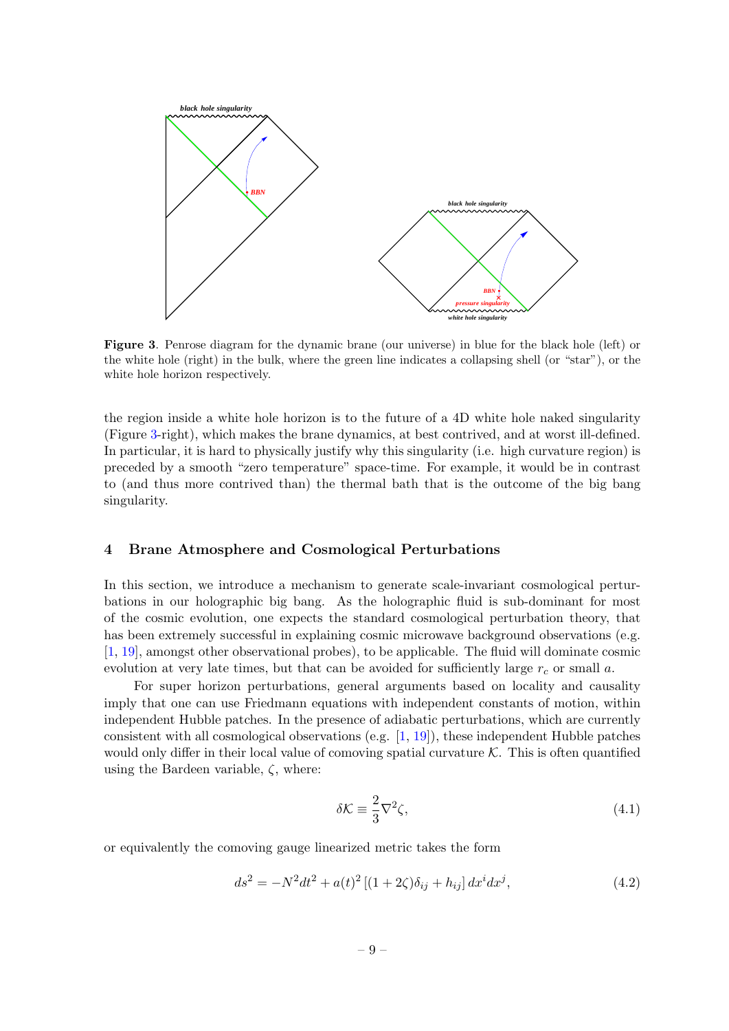**Figure 3**. Penrose diagram for the dynamic brane (our universe) in blue for the black hole (left) or the white hole (right) in the bulk, where the green line indicates a collapsing shell (or "star"), or the white hole horizon respectively.

the region inside a white hole horizon is to the future of a 4D white hole naked singularity (Figure 3-right), which makes the brane dynamics, at best contrived, and at worst ill-defined. In particular, it is hard to physically justify why this singularity (i.e. high curvature region) is preceded by a smooth "zero temperature" space-time. For example, it would be in contrast to (and thus more contrived than) the thermal bath that is the outcome of the big bang singularity.

## 4 Brane Atmosphere and Cosmological Perturbations

In this section, we introduce a mechanism to generate scale-invariant cosmological perturbations in our holographic big bang. As the holographic fluid is sub-dominant for most of the cosmic evolution, one expects the standard cosmological perturbation theory, that has been extremely successful in explaining cosmic microwave background observations (e.g. [1, 19], amongst other observational probes), to be applicable. The fluid will dominate cosmic evolution at very late times, but that can be avoided for sufficiently large $r_c$ or small $a$.

For super horizon perturbations, general arguments based on locality and causality imply that one can use Friedmann equations with independent constants of motion, within independent Hubble patches. In the presence of adiabatic perturbations, which are currently consistent with all cosmological observations (e.g. [1, 19]), these independent Hubble patches would only differ in their local value of comoving spatial curvature $\mathcal{K}$. This is often quantified using the Bardeen variable, $\zeta$, where:

$$\delta\mathcal{K} \equiv \frac{2}{3}\nabla^2\zeta, \tag{4.1}$$

or equivalently the comoving gauge linearized metric takes the form

$$ds^2 = -N^2dt^2 + a(t)^2\left[(1+2\zeta)\delta_{ij} + h_{ij}\right]dx^i dx^j, \tag{4.2}$$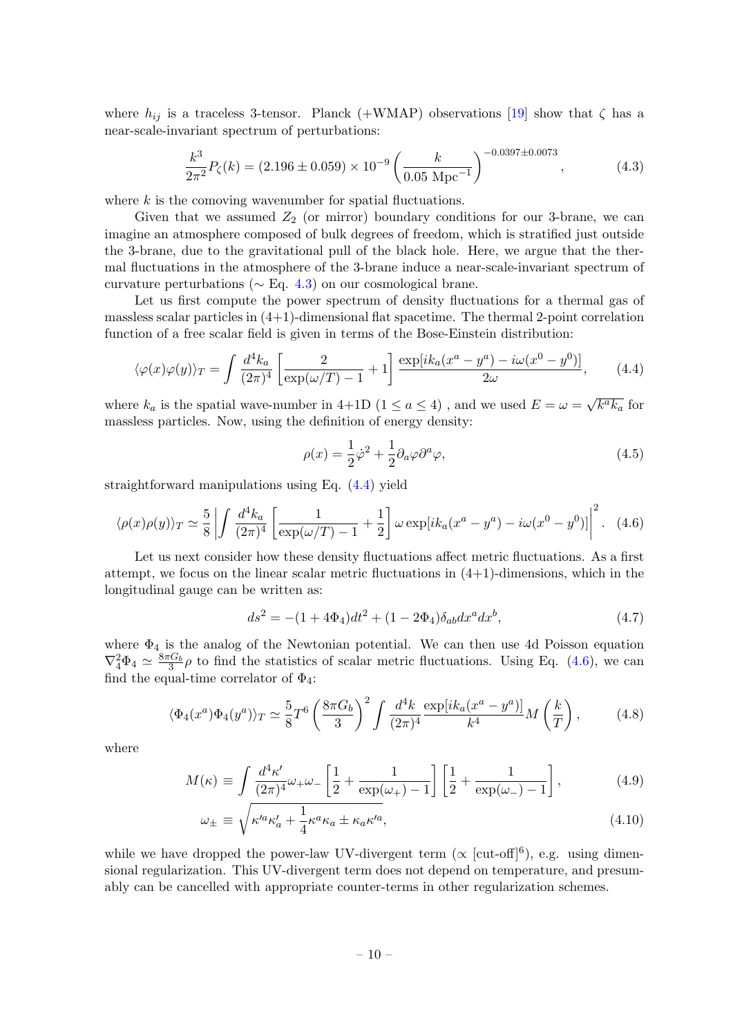where $h_{ij}$ is a traceless 3-tensor. Planck (+WMAP) observations [19] show that $\zeta$ has a near-scale-invariant spectrum of perturbations:

$$\frac{k^3}{2\pi^2}P_\zeta(k) = (2.196 \pm 0.059) \times 10^{-9}\left(\frac{k}{0.05 \text{ Mpc}^{-1}}\right)^{-0.0397\pm0.0073}, \tag{4.3}$$

where $k$ is the comoving wavenumber for spatial fluctuations.

Given that we assumed $Z_2$ (or mirror) boundary conditions for our 3-brane, we can imagine an atmosphere composed of bulk degrees of freedom, which is stratified just outside the 3-brane, due to the gravitational pull of the black hole. Here, we argue that the thermal fluctuations in the atmosphere of the 3-brane induce a near-scale-invariant spectrum of curvature perturbations ($\sim$ Eq. 4.3) on our cosmological brane.

Let us first compute the power spectrum of density fluctuations for a thermal gas of massless scalar particles in (4+1)-dimensional flat spacetime. The thermal 2-point correlation function of a free scalar field is given in terms of the Bose-Einstein distribution:

$$\langle\varphi(x)\varphi(y)\rangle_T = \int \frac{d^4k_a}{(2\pi)^4}\left[\frac{2}{\exp(\omega/T)-1}+1\right]\frac{\exp[ik_a(x^a-y^a)-i\omega(x^0-y^0)]}{2\omega}, \tag{4.4}$$

where $k_a$ is the spatial wave-number in 4+1D ($1 \leq a \leq 4$) , and we used $E = \omega = \sqrt{k^a k_a}$ for massless particles. Now, using the definition of energy density:

$$\rho(x) = \frac{1}{2}\dot{\varphi}^2 + \frac{1}{2}\partial_a\varphi\partial^a\varphi, \tag{4.5}$$

straightforward manipulations using Eq. (4.4) yield

$$\langle\rho(x)\rho(y)\rangle_T \simeq \frac{5}{8}\left|\int \frac{d^4k_a}{(2\pi)^4}\left[\frac{1}{\exp(\omega/T)-1}+\frac{1}{2}\right]\omega\exp[ik_a(x^a-y^a)-i\omega(x^0-y^0)]\right|^2. \tag{4.6}$$

Let us next consider how these density fluctuations affect metric fluctuations. As a first attempt, we focus on the linear scalar metric fluctuations in (4+1)-dimensions, which in the longitudinal gauge can be written as:

$$ds^2 = -(1+4\Phi_4)dt^2 + (1-2\Phi_4)\delta_{ab}dx^a dx^b, \tag{4.7}$$

where $\Phi_4$ is the analog of the Newtonian potential. We can then use 4d Poisson equation $\nabla_4^2\Phi_4 \simeq \frac{8\pi G_b}{3}\rho$ to find the statistics of scalar metric fluctuations. Using Eq. (4.6), we can find the equal-time correlator of $\Phi_4$:

$$\langle\Phi_4(x^a)\Phi_4(y^a)\rangle_T \simeq \frac{5}{8}T^6\left(\frac{8\pi G_b}{3}\right)^2\int\frac{d^4k}{(2\pi)^4}\frac{\exp[ik_a(x^a-y^a)]}{k^4}M\left(\frac{k}{T}\right), \tag{4.8}$$

where

$$M(\kappa) \equiv \int\frac{d^4\kappa'}{(2\pi)^4}\omega_+\omega_-\left[\frac{1}{2}+\frac{1}{\exp(\omega_+)-1}\right]\left[\frac{1}{2}+\frac{1}{\exp(\omega_-)-1}\right], \tag{4.9}$$

$$\omega_\pm \equiv \sqrt{\kappa'^a\kappa'_a + \frac{1}{4}\kappa^a\kappa_a \pm \kappa_a\kappa'^a}, \tag{4.10}$$

while we have dropped the power-law UV-divergent term ($\propto$ [cut-off]$^6$), e.g. using dimensional regularization. This UV-divergent term does not depend on temperature, and presumably can be cancelled with appropriate counter-terms in other regularization schemes.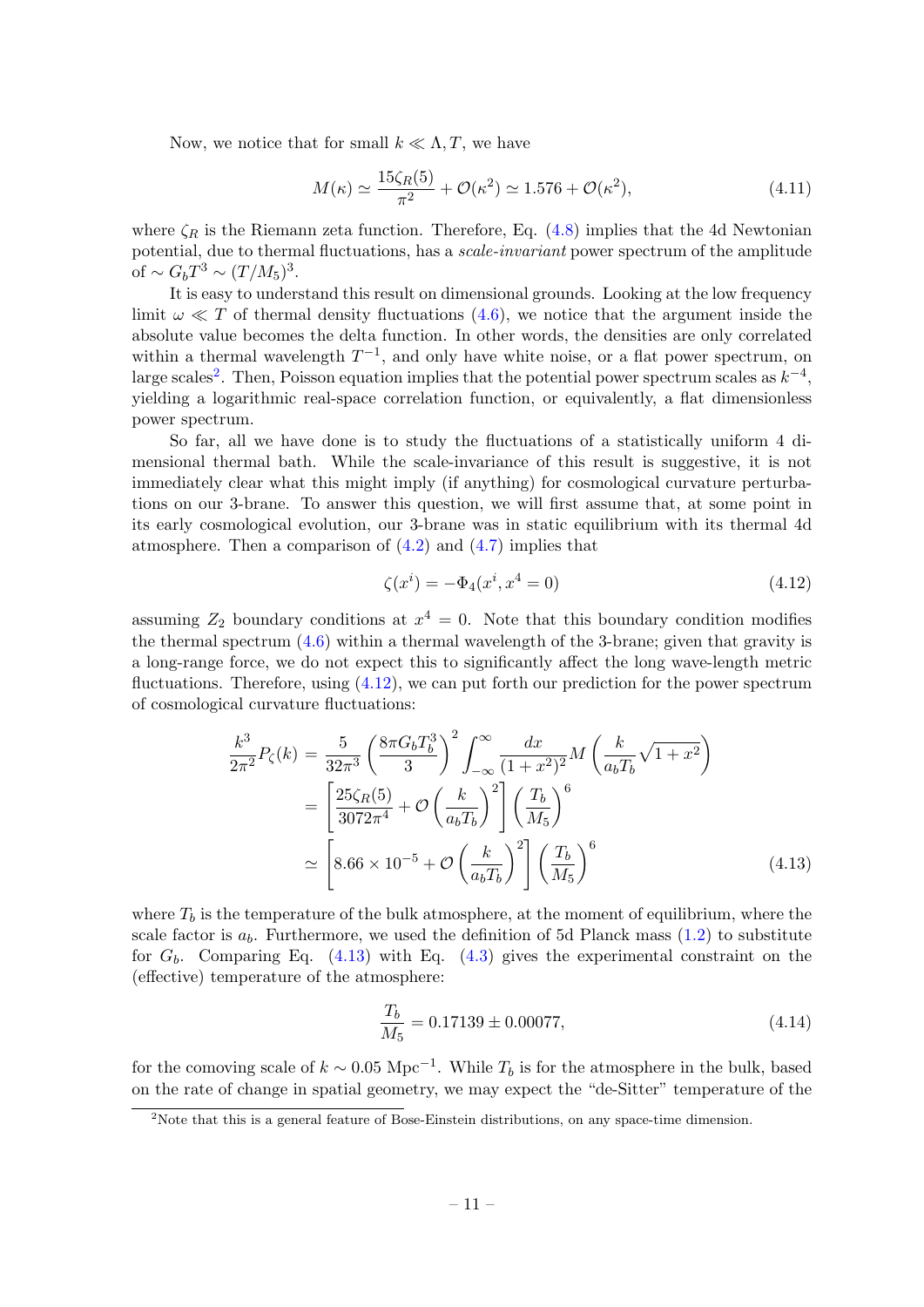Now, we notice that for small $k \ll \Lambda, T$, we have

$$M(\kappa) \simeq \frac{15\zeta_R(5)}{\pi^2} + \mathcal{O}(\kappa^2) \simeq 1.576 + \mathcal{O}(\kappa^2), \tag{4.11}$$

where $\zeta_R$ is the Riemann zeta function. Therefore, Eq. (4.8) implies that the 4d Newtonian potential, due to thermal fluctuations, has a *scale-invariant* power spectrum of the amplitude of $\sim G_b T^3 \sim (T/M_5)^3$.

It is easy to understand this result on dimensional grounds. Looking at the low frequency limit $\omega \ll T$ of thermal density fluctuations (4.6), we notice that the argument inside the absolute value becomes the delta function. In other words, the densities are only correlated within a thermal wavelength $T^{-1}$, and only have white noise, or a flat power spectrum, on large scales[2]. Then, Poisson equation implies that the potential power spectrum scales as $k^{-4}$, yielding a logarithmic real-space correlation function, or equivalently, a flat dimensionless power spectrum.

So far, all we have done is to study the fluctuations of a statistically uniform 4 dimensional thermal bath. While the scale-invariance of this result is suggestive, it is not immediately clear what this might imply (if anything) for cosmological curvature perturbations on our 3-brane. To answer this question, we will first assume that, at some point in its early cosmological evolution, our 3-brane was in static equilibrium with its thermal 4d atmosphere. Then a comparison of (4.2) and (4.7) implies that

$$\zeta(x^i) = -\Phi_4(x^i, x^4 = 0) \tag{4.12}$$

assuming $Z_2$ boundary conditions at $x^4 = 0$. Note that this boundary condition modifies the thermal spectrum (4.6) within a thermal wavelength of the 3-brane; given that gravity is a long-range force, we do not expect this to significantly affect the long wave-length metric fluctuations. Therefore, using (4.12), we can put forth our prediction for the power spectrum of cosmological curvature fluctuations:

$$\begin{aligned}
\frac{k^3}{2\pi^2} P_\zeta(k) &= \frac{5}{32\pi^3} \left(\frac{8\pi G_b T_b^3}{3}\right)^2 \int_{-\infty}^{\infty} \frac{dx}{(1+x^2)^2} M\left(\frac{k}{a_b T_b}\sqrt{1+x^2}\right) \\
&= \left[\frac{25\zeta_R(5)}{3072\pi^4} + \mathcal{O}\left(\frac{k}{a_b T_b}\right)^2\right] \left(\frac{T_b}{M_5}\right)^6 \\
&\simeq \left[8.66 \times 10^{-5} + \mathcal{O}\left(\frac{k}{a_b T_b}\right)^2\right] \left(\frac{T_b}{M_5}\right)^6
\end{aligned} \tag{4.13}$$

where $T_b$ is the temperature of the bulk atmosphere, at the moment of equilibrium, where the scale factor is $a_b$. Furthermore, we used the definition of 5d Planck mass (1.2) to substitute for $G_b$. Comparing Eq. (4.13) with Eq. (4.3) gives the experimental constraint on the (effective) temperature of the atmosphere:

$$\frac{T_b}{M_5} = 0.17139 \pm 0.00077, \tag{4.14}$$

for the comoving scale of $k \sim 0.05 \text{ Mpc}^{-1}$. While $T_b$ is for the atmosphere in the bulk, based on the rate of change in spatial geometry, we may expect the "de-Sitter" temperature of the

[2] Note that this is a general feature of Bose-Einstein distributions, on any space-time dimension.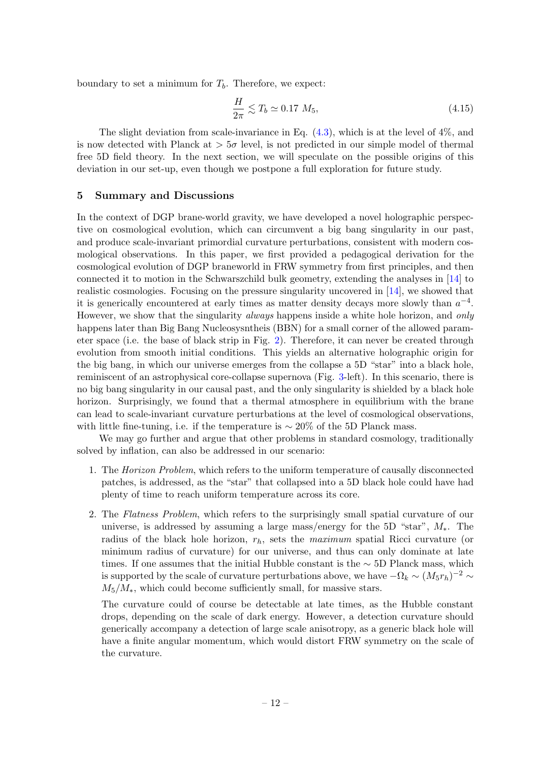boundary to set a minimum for $T_b$. Therefore, we expect:

$$
\frac{H}{2\pi} \lesssim T_b \simeq 0.17\ M_5, \tag{4.15}
$$

The slight deviation from scale-invariance in Eq. (4.3), which is at the level of 4%, and is now detected with Planck at $> 5\sigma$ level, is not predicted in our simple model of thermal free 5D field theory. In the next section, we will speculate on the possible origins of this deviation in our set-up, even though we postpone a full exploration for future study.

## 5 Summary and Discussions

In the context of DGP brane-world gravity, we have developed a novel holographic perspective on cosmological evolution, which can circumvent a big bang singularity in our past, and produce scale-invariant primordial curvature perturbations, consistent with modern cosmological observations. In this paper, we first provided a pedagogical derivation for the cosmological evolution of DGP braneworld in FRW symmetry from first principles, and then connected it to motion in the Schwarszchild bulk geometry, extending the analyses in [14] to realistic cosmologies. Focusing on the pressure singularity uncovered in [14], we showed that it is generically encountered at early times as matter density decays more slowly than $a^{-4}$. However, we show that the singularity *always* happens inside a white hole horizon, and *only* happens later than Big Bang Nucleosysntheis (BBN) for a small corner of the allowed parameter space (i.e. the base of black strip in Fig. 2). Therefore, it can never be created through evolution from smooth initial conditions. This yields an alternative holographic origin for the big bang, in which our universe emerges from the collapse a 5D "star" into a black hole, reminiscent of an astrophysical core-collapse supernova (Fig. 3-left). In this scenario, there is no big bang singularity in our causal past, and the only singularity is shielded by a black hole horizon. Surprisingly, we found that a thermal atmosphere in equilibrium with the brane can lead to scale-invariant curvature perturbations at the level of cosmological observations, with little fine-tuning, i.e. if the temperature is $\sim 20\%$ of the 5D Planck mass.

We may go further and argue that other problems in standard cosmology, traditionally solved by inflation, can also be addressed in our scenario:

1. The *Horizon Problem*, which refers to the uniform temperature of causally disconnected patches, is addressed, as the "star" that collapsed into a 5D black hole could have had plenty of time to reach uniform temperature across its core.

2. The *Flatness Problem*, which refers to the surprisingly small spatial curvature of our universe, is addressed by assuming a large mass/energy for the 5D "star", $M_*$. The radius of the black hole horizon, $r_h$, sets the *maximum* spatial Ricci curvature (or minimum radius of curvature) for our universe, and thus can only dominate at late times. If one assumes that the initial Hubble constant is the $\sim$ 5D Planck mass, which is supported by the scale of curvature perturbations above, we have $-\Omega_k \sim (M_5 r_h)^{-2} \sim M_5/M_*$, which could become sufficiently small, for massive stars.

   The curvature could of course be detectable at late times, as the Hubble constant drops, depending on the scale of dark energy. However, a detection curvature should generically accompany a detection of large scale anisotropy, as a generic black hole will have a finite angular momentum, which would distort FRW symmetry on the scale of the curvature.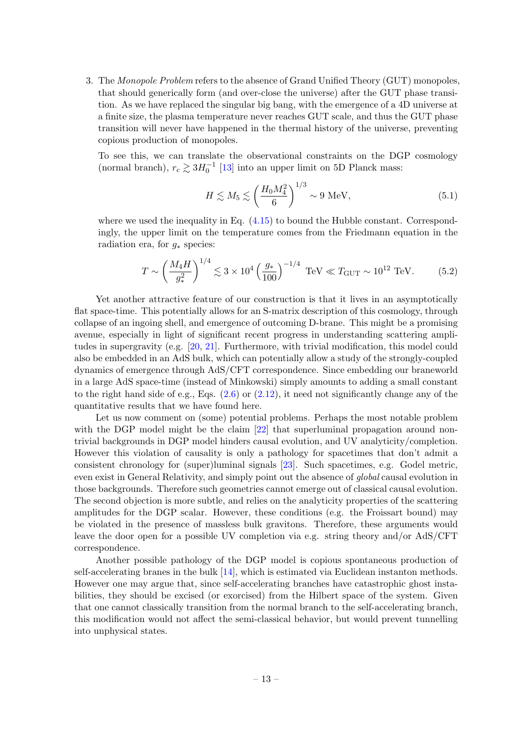3. The *Monopole Problem* refers to the absence of Grand Unified Theory (GUT) monopoles, that should generically form (and over-close the universe) after the GUT phase transition. As we have replaced the singular big bang, with the emergence of a 4D universe at a finite size, the plasma temperature never reaches GUT scale, and thus the GUT phase transition will never have happened in the thermal history of the universe, preventing copious production of monopoles.

   To see this, we can translate the observational constraints on the DGP cosmology (normal branch), $r_c \gtrsim 3H_0^{-1}$ [13] into an upper limit on 5D Planck mass:

$$
H \lesssim M_5 \lesssim \left(\frac{H_0 M_4^2}{6}\right)^{1/3} \sim 9 \text{ MeV}, \tag{5.1}
$$

   where we used the inequality in Eq. (4.15) to bound the Hubble constant. Correspondingly, the upper limit on the temperature comes from the Friedmann equation in the radiation era, for $g_*$ species:

$$
T \sim \left(\frac{M_4 H}{g_*^2}\right)^{1/4} \lesssim 3 \times 10^4 \left(\frac{g_*}{100}\right)^{-1/4} \text{ TeV} \ll T_{\text{GUT}} \sim 10^{12} \text{ TeV}. \tag{5.2}
$$

Yet another attractive feature of our construction is that it lives in an asymptotically flat space-time. This potentially allows for an S-matrix description of this cosmology, through collapse of an ingoing shell, and emergence of outcoming D-brane. This might be a promising avenue, especially in light of significant recent progress in understanding scattering amplitudes in supergravity (e.g. [20, 21]. Furthermore, with trivial modification, this model could also be embedded in an AdS bulk, which can potentially allow a study of the strongly-coupled dynamics of emergence through AdS/CFT correspondence. Since embedding our braneworld in a large AdS space-time (instead of Minkowski) simply amounts to adding a small constant to the right hand side of e.g., Eqs. (2.6) or (2.12), it need not significantly change any of the quantitative results that we have found here.

Let us now comment on (some) potential problems. Perhaps the most notable problem with the DGP model might be the claim [22] that superluminal propagation around non-trivial backgrounds in DGP model hinders causal evolution, and UV analyticity/completion. However this violation of causality is only a pathology for spacetimes that don't admit a consistent chronology for (super)luminal signals [23]. Such spacetimes, e.g. Godel metric, even exist in General Relativity, and simply point out the absence of *global* causal evolution in those backgrounds. Therefore such geometries cannot emerge out of classical causal evolution. The second objection is more subtle, and relies on the analyticity properties of the scattering amplitudes for the DGP scalar. However, these conditions (e.g. the Froissart bound) may be violated in the presence of massless bulk gravitons. Therefore, these arguments would leave the door open for a possible UV completion via e.g. string theory and/or AdS/CFT correspondence.

Another possible pathology of the DGP model is copious spontaneous production of self-accelerating branes in the bulk [14], which is estimated via Euclidean instanton methods. However one may argue that, since self-accelerating branches have catastrophic ghost instabilities, they should be excised (or exorcised) from the Hilbert space of the system. Given that one cannot classically transition from the normal branch to the self-accelerating branch, this modification would not affect the semi-classical behavior, but would prevent tunnelling into unphysical states.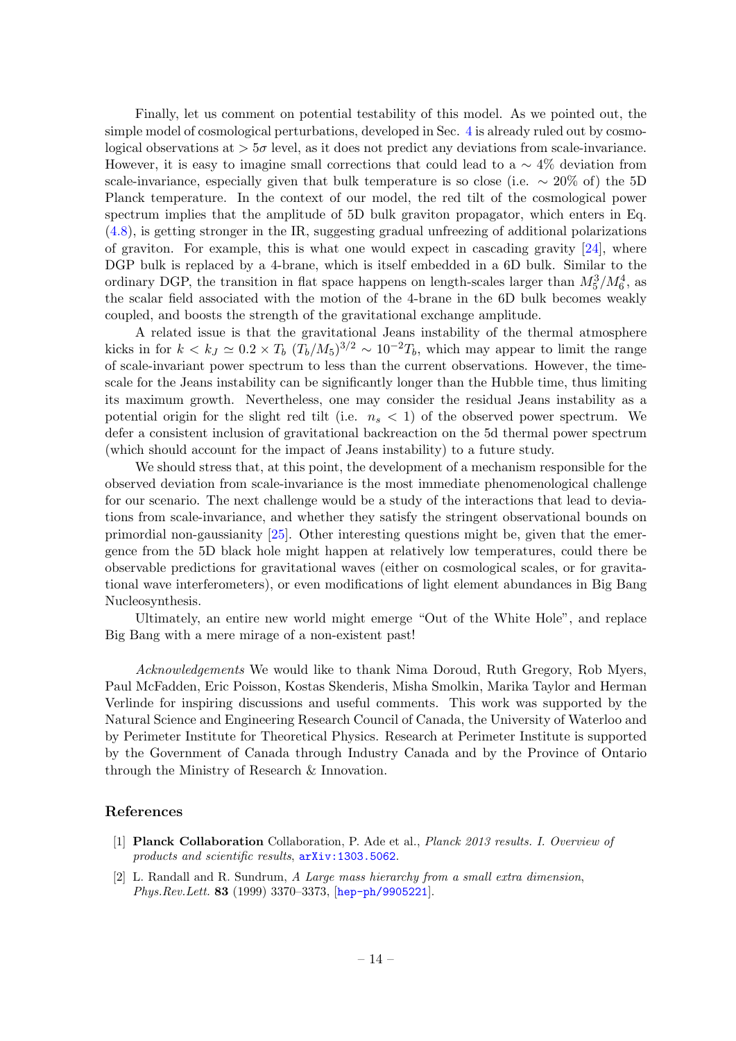Finally, let us comment on potential testability of this model. As we pointed out, the simple model of cosmological perturbations, developed in Sec. 4 is already ruled out by cosmological observations at $> 5\sigma$ level, as it does not predict any deviations from scale-invariance. However, it is easy to imagine small corrections that could lead to a $\sim 4\%$ deviation from scale-invariance, especially given that bulk temperature is so close (i.e. $\sim 20\%$ of) the 5D Planck temperature. In the context of our model, the red tilt of the cosmological power spectrum implies that the amplitude of 5D bulk graviton propagator, which enters in Eq. (4.8), is getting stronger in the IR, suggesting gradual unfreezing of additional polarizations of graviton. For example, this is what one would expect in cascading gravity [24], where DGP bulk is replaced by a 4-brane, which is itself embedded in a 6D bulk. Similar to the ordinary DGP, the transition in flat space happens on length-scales larger than $M_5^3/M_6^4$, as the scalar field associated with the motion of the 4-brane in the 6D bulk becomes weakly coupled, and boosts the strength of the gravitational exchange amplitude.

A related issue is that the gravitational Jeans instability of the thermal atmosphere kicks in for $k < k_J \simeq 0.2 \times T_b \; (T_b/M_5)^{3/2} \sim 10^{-2} T_b$, which may appear to limit the range of scale-invariant power spectrum to less than the current observations. However, the timescale for the Jeans instability can be significantly longer than the Hubble time, thus limiting its maximum growth. Nevertheless, one may consider the residual Jeans instability as a potential origin for the slight red tilt (i.e. $n_s < 1$) of the observed power spectrum. We defer a consistent inclusion of gravitational backreaction on the 5d thermal power spectrum (which should account for the impact of Jeans instability) to a future study.

We should stress that, at this point, the development of a mechanism responsible for the observed deviation from scale-invariance is the most immediate phenomenological challenge for our scenario. The next challenge would be a study of the interactions that lead to deviations from scale-invariance, and whether they satisfy the stringent observational bounds on primordial non-gaussianity [25]. Other interesting questions might be, given that the emergence from the 5D black hole might happen at relatively low temperatures, could there be observable predictions for gravitational waves (either on cosmological scales, or for gravitational wave interferometers), or even modifications of light element abundances in Big Bang Nucleosynthesis.

Ultimately, an entire new world might emerge "Out of the White Hole", and replace Big Bang with a mere mirage of a non-existent past!

*Acknowledgements* We would like to thank Nima Doroud, Ruth Gregory, Rob Myers, Paul McFadden, Eric Poisson, Kostas Skenderis, Misha Smolkin, Marika Taylor and Herman Verlinde for inspiring discussions and useful comments. This work was supported by the Natural Science and Engineering Research Council of Canada, the University of Waterloo and by Perimeter Institute for Theoretical Physics. Research at Perimeter Institute is supported by the Government of Canada through Industry Canada and by the Province of Ontario through the Ministry of Research & Innovation.

## References

[1] **Planck Collaboration** Collaboration, P. Ade et al., *Planck 2013 results. I. Overview of products and scientific results*, arXiv:1303.5062.

[2] L. Randall and R. Sundrum, *A Large mass hierarchy from a small extra dimension*, *Phys.Rev.Lett.* **83** (1999) 3370–3373, [hep-ph/9905221].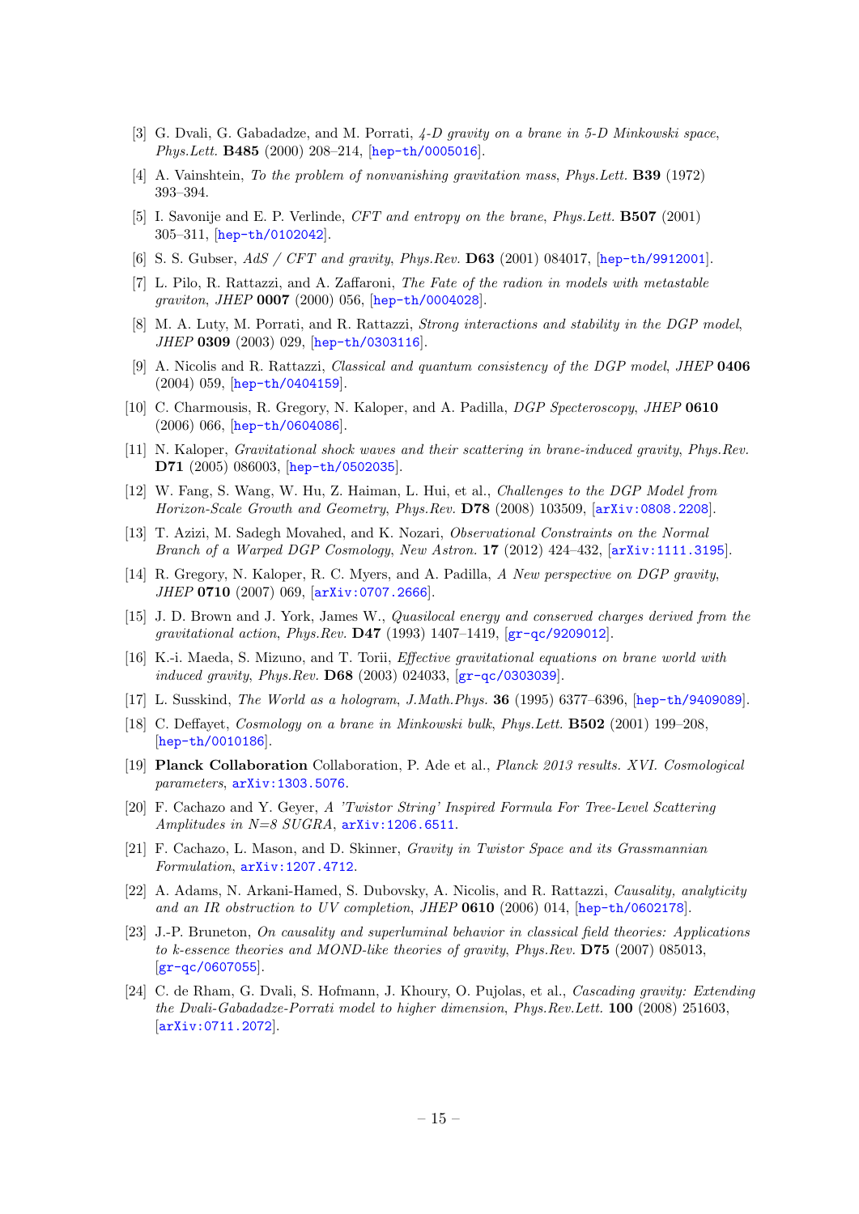- [3] G. Dvali, G. Gabadadze, and M. Porrati, *4-D gravity on a brane in 5-D Minkowski space*, *Phys.Lett.* **B485** (2000) 208–214, [hep-th/0005016].
- [4] A. Vainshtein, *To the problem of nonvanishing gravitation mass*, *Phys.Lett.* **B39** (1972) 393–394.
- [5] I. Savonije and E. P. Verlinde, *CFT and entropy on the brane*, *Phys.Lett.* **B507** (2001) 305–311, [hep-th/0102042].
- [6] S. S. Gubser, *AdS / CFT and gravity*, *Phys.Rev.* **D63** (2001) 084017, [hep-th/9912001].
- [7] L. Pilo, R. Rattazzi, and A. Zaffaroni, *The Fate of the radion in models with metastable graviton*, *JHEP* **0007** (2000) 056, [hep-th/0004028].
- [8] M. A. Luty, M. Porrati, and R. Rattazzi, *Strong interactions and stability in the DGP model*, *JHEP* **0309** (2003) 029, [hep-th/0303116].
- [9] A. Nicolis and R. Rattazzi, *Classical and quantum consistency of the DGP model*, *JHEP* **0406** (2004) 059, [hep-th/0404159].
- [10] C. Charmousis, R. Gregory, N. Kaloper, and A. Padilla, *DGP Specteroscopy*, *JHEP* **0610** (2006) 066, [hep-th/0604086].
- [11] N. Kaloper, *Gravitational shock waves and their scattering in brane-induced gravity*, *Phys.Rev.* **D71** (2005) 086003, [hep-th/0502035].
- [12] W. Fang, S. Wang, W. Hu, Z. Haiman, L. Hui, et al., *Challenges to the DGP Model from Horizon-Scale Growth and Geometry*, *Phys.Rev.* **D78** (2008) 103509, [arXiv:0808.2208].
- [13] T. Azizi, M. Sadegh Movahed, and K. Nozari, *Observational Constraints on the Normal Branch of a Warped DGP Cosmology*, *New Astron.* **17** (2012) 424–432, [arXiv:1111.3195].
- [14] R. Gregory, N. Kaloper, R. C. Myers, and A. Padilla, *A New perspective on DGP gravity*, *JHEP* **0710** (2007) 069, [arXiv:0707.2666].
- [15] J. D. Brown and J. York, James W., *Quasilocal energy and conserved charges derived from the gravitational action*, *Phys.Rev.* **D47** (1993) 1407–1419, [gr-qc/9209012].
- [16] K.-i. Maeda, S. Mizuno, and T. Torii, *Effective gravitational equations on brane world with induced gravity*, *Phys.Rev.* **D68** (2003) 024033, [gr-qc/0303039].
- [17] L. Susskind, *The World as a hologram*, *J.Math.Phys.* **36** (1995) 6377–6396, [hep-th/9409089].
- [18] C. Deffayet, *Cosmology on a brane in Minkowski bulk*, *Phys.Lett.* **B502** (2001) 199–208, [hep-th/0010186].
- [19] **Planck Collaboration** Collaboration, P. Ade et al., *Planck 2013 results. XVI. Cosmological parameters*, arXiv:1303.5076.
- [20] F. Cachazo and Y. Geyer, *A 'Twistor String' Inspired Formula For Tree-Level Scattering Amplitudes in N=8 SUGRA*, arXiv:1206.6511.
- [21] F. Cachazo, L. Mason, and D. Skinner, *Gravity in Twistor Space and its Grassmannian Formulation*, arXiv:1207.4712.
- [22] A. Adams, N. Arkani-Hamed, S. Dubovsky, A. Nicolis, and R. Rattazzi, *Causality, analyticity and an IR obstruction to UV completion*, *JHEP* **0610** (2006) 014, [hep-th/0602178].
- [23] J.-P. Bruneton, *On causality and superluminal behavior in classical field theories: Applications to k-essence theories and MOND-like theories of gravity*, *Phys.Rev.* **D75** (2007) 085013, [gr-qc/0607055].
- [24] C. de Rham, G. Dvali, S. Hofmann, J. Khoury, O. Pujolas, et al., *Cascading gravity: Extending the Dvali-Gabadadze-Porrati model to higher dimension*, *Phys.Rev.Lett.* **100** (2008) 251603, [arXiv:0711.2072].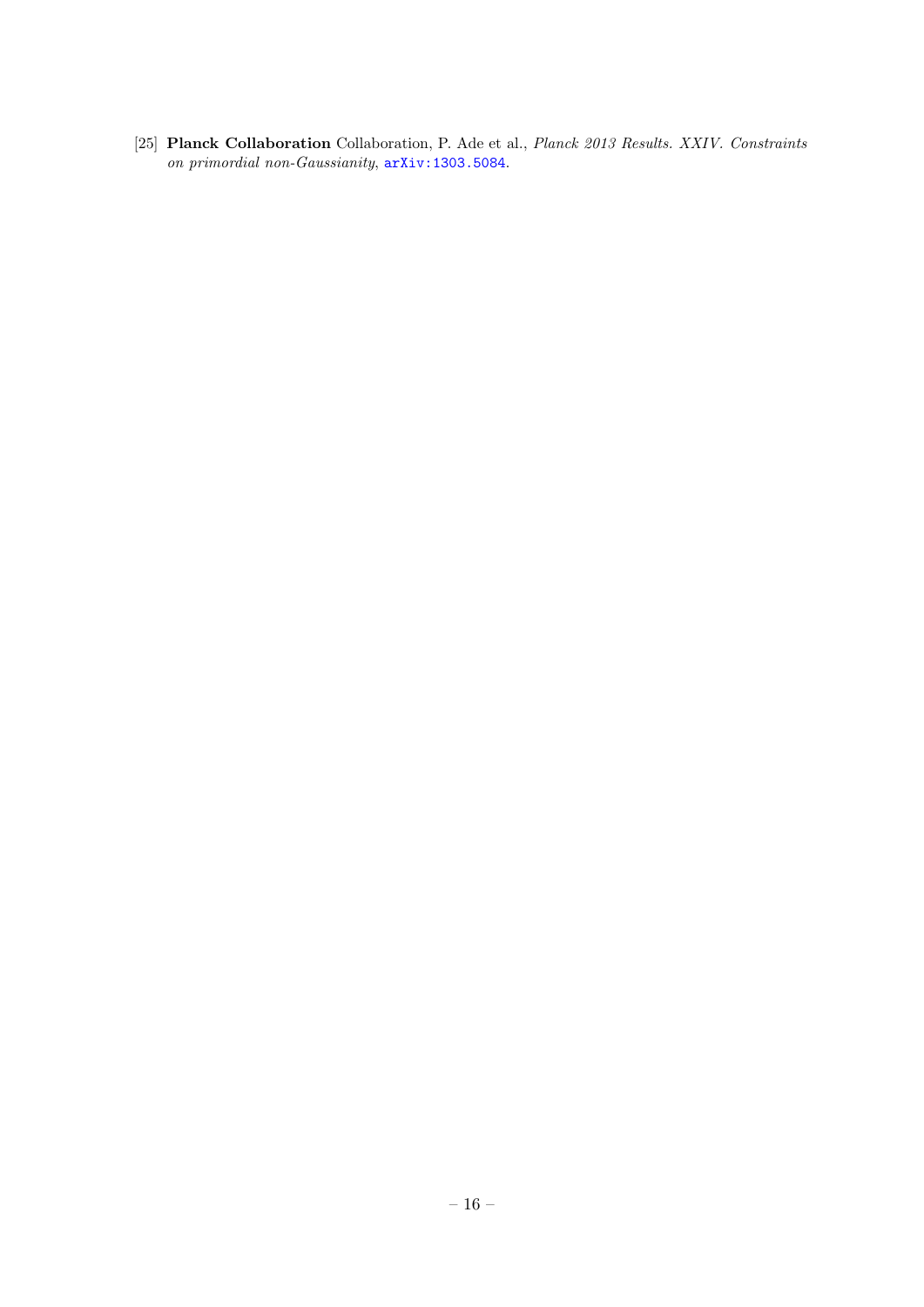[25] **Planck Collaboration** Collaboration, P. Ade et al., *Planck 2013 Results. XXIV. Constraints on primordial non-Gaussianity*, arXiv:1303.5084.